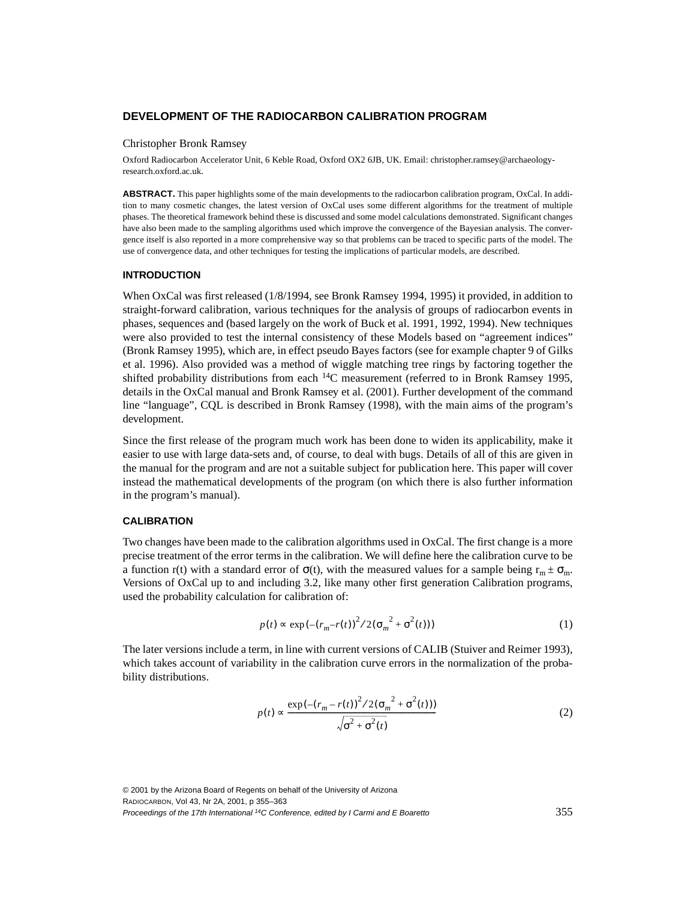# DEVELOPMENT OF THE RADIOCARBON CALIBRATION PROGRAM

Christopher Bronk Ramsey

Oxford Radiocarbon Accelerator Unit, 6 Keble Road, Oxford OX2 6JB, UK. Email: christopher.ramsey@archaeology-research.oxford.ac.uk.

**ABSTRACT.** This paper highlights some of the main developments to the radiocarbon calibration program, OxCal. In addition to many cosmetic changes, the latest version of OxCal uses some different algorithms for the treatment of multiple phases. The theoretical framework behind these is discussed and some model calculations demonstrated. Significant changes have also been made to the sampling algorithms used which improve the convergence of the Bayesian analysis. The convergence itself is also reported in a more comprehensive way so that problems can be traced to specific parts of the model. The use of convergence data, and other techniques for testing the implications of particular models, are described.

## INTRODUCTION

When OxCal was first released (1/8/1994, see Bronk Ramsey 1994, 1995) it provided, in addition to straight-forward calibration, various techniques for the analysis of groups of radiocarbon events in phases, sequences and (based largely on the work of Buck et al. 1991, 1992, 1994). New techniques were also provided to test the internal consistency of these Models based on "agreement indices" (Bronk Ramsey 1995), which are, in effect pseudo Bayes factors (see for example chapter 9 of Gilks et al. 1996). Also provided was a method of wiggle matching tree rings by factoring together the shifted probability distributions from each $^{14}C$ measurement (referred to in Bronk Ramsey 1995, details in the OxCal manual and Bronk Ramsey et al. (2001). Further development of the command line "language", CQL is described in Bronk Ramsey (1998), with the main aims of the program's development.

Since the first release of the program much work has been done to widen its applicability, make it easier to use with large data-sets and, of course, to deal with bugs. Details of all of this are given in the manual for the program and are not a suitable subject for publication here. This paper will cover instead the mathematical developments of the program (on which there is also further information in the program's manual).

## CALIBRATION

Two changes have been made to the calibration algorithms used in OxCal. The first change is a more precise treatment of the error terms in the calibration. We will define here the calibration curve to be a function r(t) with a standard error of $\sigma(t)$, with the measured values for a sample being $r_m \pm \sigma_m$. Versions of OxCal up to and including 3.2, like many other first generation Calibration programs, used the probability calculation for calibration of:

$$p(t) \propto \exp(-(r_m - r(t))^2 / 2(\sigma_m^2 + \sigma^2(t))) \tag{1}$$

The later versions include a term, in line with current versions of CALIB (Stuiver and Reimer 1993), which takes account of variability in the calibration curve errors in the normalization of the probability distributions.

$$p(t) \propto \frac{\exp(-(r_m - r(t))^2 / 2(\sigma_m^2 + \sigma^2(t)))}{\sqrt{\sigma^2 + \sigma^2(t)}} \tag{2}$$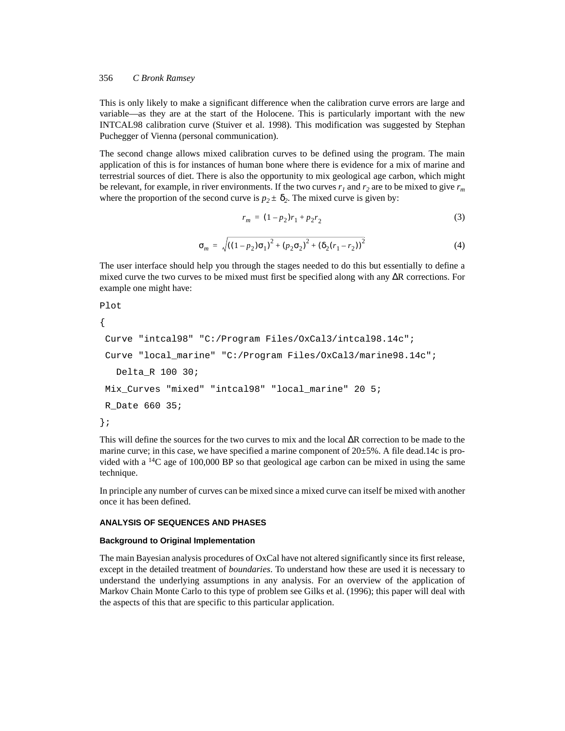This is only likely to make a significant difference when the calibration curve errors are large and variable—as they are at the start of the Holocene. This is particularly important with the new INTCAL98 calibration curve (Stuiver et al. 1998). This modification was suggested by Stephan Puchegger of Vienna (personal communication).

The second change allows mixed calibration curves to be defined using the program. The main application of this is for instances of human bone where there is evidence for a mix of marine and terrestrial sources of diet. There is also the opportunity to mix geological age carbon, which might be relevant, for example, in river environments. If the two curves $r_1$ and $r_2$ are to be mixed to give $r_m$ where the proportion of the second curve is $p_2 \pm \delta_2$. The mixed curve is given by:

$$r_m = (1 - p_2)r_1 + p_2 r_2 \tag{3}$$

$$\sigma_m = \sqrt{((1 - p_2)\sigma_1)^2 + (p_2\sigma_2)^2 + (\delta_2(r_1 - r_2))^2} \tag{4}$$

The user interface should help you through the stages needed to do this but essentially to define a mixed curve the two curves to be mixed must first be specified along with any ΔR corrections. For example one might have:

```
Plot
{
 Curve "intcal98" "C:/Program Files/OxCal3/intcal98.14c";
 Curve "local_marine" "C:/Program Files/OxCal3/marine98.14c";
   Delta_R 100 30;
 Mix_Curves "mixed" "intcal98" "local_marine" 20 5;
 R_Date 660 35;
};
```

This will define the sources for the two curves to mix and the local ΔR correction to be made to the marine curve; in this case, we have specified a marine component of 20±5%. A file dead.14c is provided with a $^{14}C$ age of 100,000 BP so that geological age carbon can be mixed in using the same technique.

In principle any number of curves can be mixed since a mixed curve can itself be mixed with another once it has been defined.

## ANALYSIS OF SEQUENCES AND PHASES

### Background to Original Implementation

The main Bayesian analysis procedures of OxCal have not altered significantly since its first release, except in the detailed treatment of *boundaries*. To understand how these are used it is necessary to understand the underlying assumptions in any analysis. For an overview of the application of Markov Chain Monte Carlo to this type of problem see Gilks et al. (1996); this paper will deal with the aspects of this that are specific to this particular application.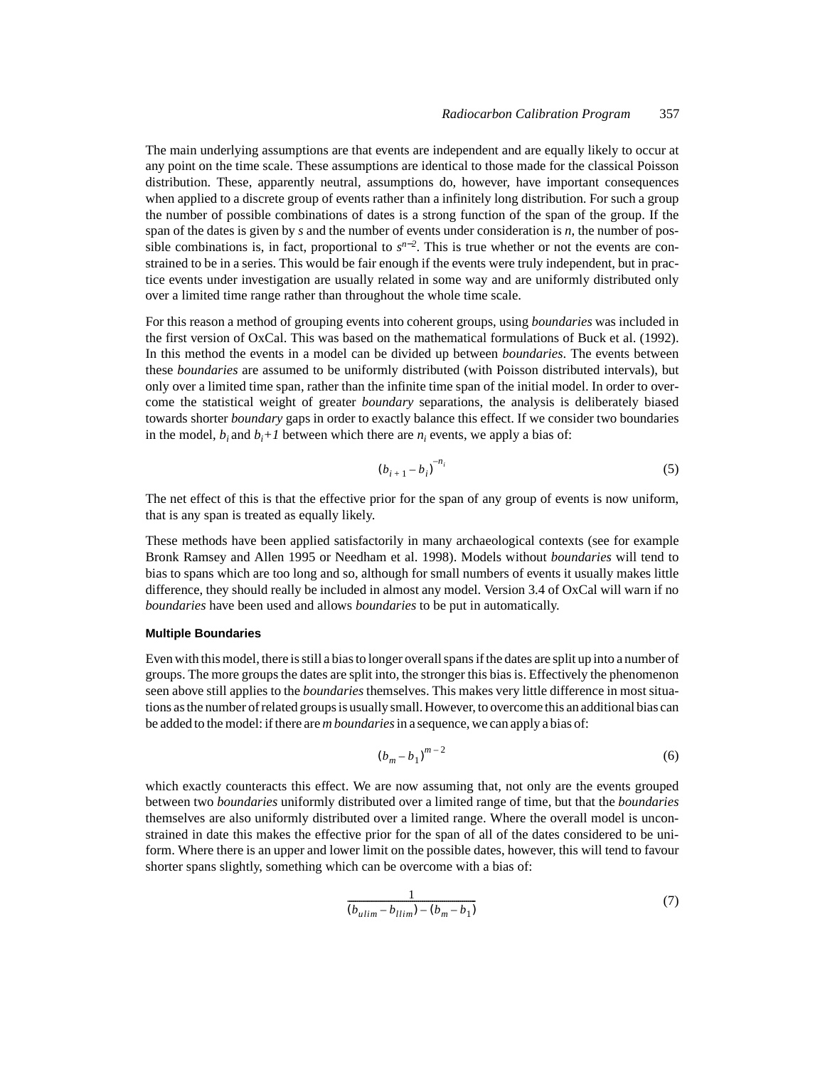The main underlying assumptions are that events are independent and are equally likely to occur at any point on the time scale. These assumptions are identical to those made for the classical Poisson distribution. These, apparently neutral, assumptions do, however, have important consequences when applied to a discrete group of events rather than a infinitely long distribution. For such a group the number of possible combinations of dates is a strong function of the span of the group. If the span of the dates is given by *s* and the number of events under consideration is *n*, the number of possible combinations is, in fact, proportional to $s^{n-2}$. This is true whether or not the events are constrained to be in a series. This would be fair enough if the events were truly independent, but in practice events under investigation are usually related in some way and are uniformly distributed only over a limited time range rather than throughout the whole time scale.

For this reason a method of grouping events into coherent groups, using *boundaries* was included in the first version of OxCal. This was based on the mathematical formulations of Buck et al. (1992). In this method the events in a model can be divided up between *boundaries*. The events between these *boundaries* are assumed to be uniformly distributed (with Poisson distributed intervals), but only over a limited time span, rather than the infinite time span of the initial model. In order to overcome the statistical weight of greater *boundary* separations, the analysis is deliberately biased towards shorter *boundary* gaps in order to exactly balance this effect. If we consider two boundaries in the model, $b_i$ and $b_i+1$ between which there are $n_i$ events, we apply a bias of:

$$(b_{i+1} - b_i)^{-n_i} \tag{5}$$

The net effect of this is that the effective prior for the span of any group of events is now uniform, that is any span is treated as equally likely.

These methods have been applied satisfactorily in many archaeological contexts (see for example Bronk Ramsey and Allen 1995 or Needham et al. 1998). Models without *boundaries* will tend to bias to spans which are too long and so, although for small numbers of events it usually makes little difference, they should really be included in almost any model. Version 3.4 of OxCal will warn if no *boundaries* have been used and allows *boundaries* to be put in automatically.

#### Multiple Boundaries

Even with this model, there is still a bias to longer overall spans if the dates are split up into a number of groups. The more groups the dates are split into, the stronger this bias is. Effectively the phenomenon seen above still applies to the *boundaries* themselves. This makes very little difference in most situations as the number of related groups is usually small. However, to overcome this an additional bias can be added to the model: if there are *m boundaries* in a sequence, we can apply a bias of:

$$(b_m - b_1)^{m-2} \tag{6}$$

which exactly counteracts this effect. We are now assuming that, not only are the events grouped between two *boundaries* uniformly distributed over a limited range of time, but that the *boundaries* themselves are also uniformly distributed over a limited range. Where the overall model is unconstrained in date this makes the effective prior for the span of all of the dates considered to be uniform. Where there is an upper and lower limit on the possible dates, however, this will tend to favour shorter spans slightly, something which can be overcome with a bias of:

$$\frac{1}{(b_{ulim} - b_{llim}) - (b_m - b_1)} \tag{7}$$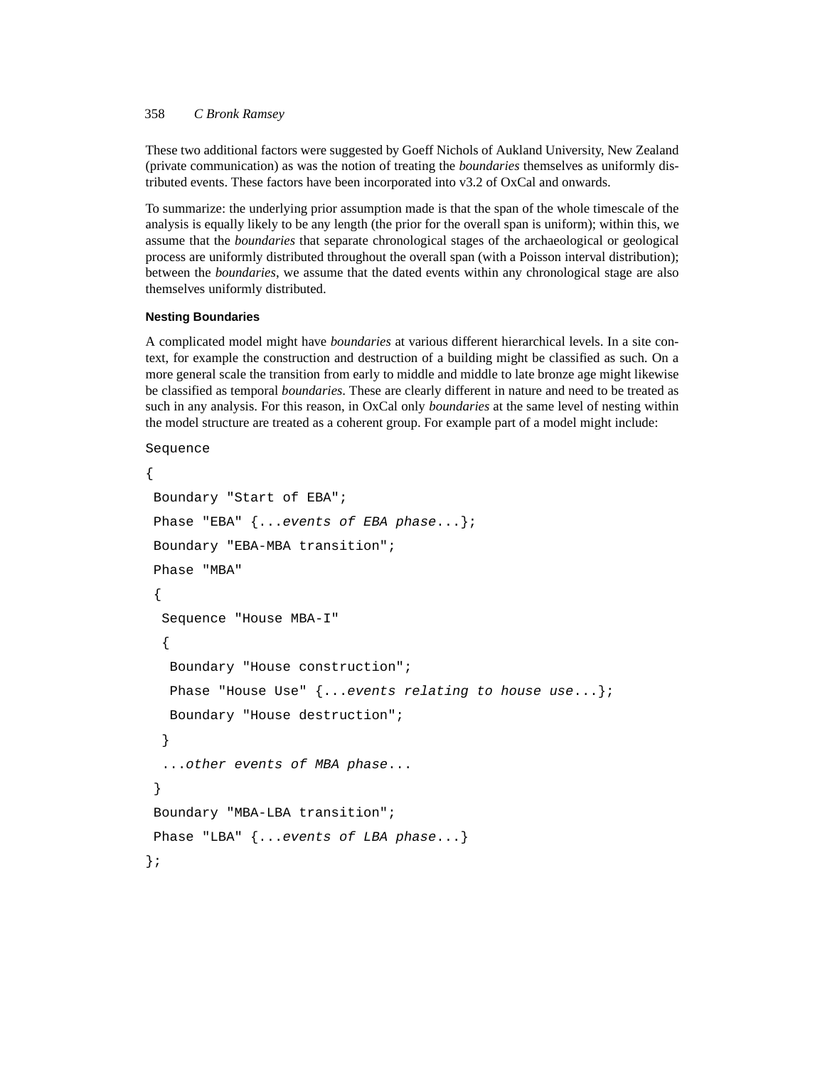These two additional factors were suggested by Geoff Nichols of Aukland University, New Zealand (private communication) as was the notion of treating the *boundaries* themselves as uniformly distributed events. These factors have been incorporated into v3.2 of OxCal and onwards.

To summarize: the underlying prior assumption made is that the span of the whole timescale of the analysis is equally likely to be any length (the prior for the overall span is uniform); within this, we assume that the *boundaries* that separate chronological stages of the archaeological or geological process are uniformly distributed throughout the overall span (with a Poisson interval distribution); between the *boundaries*, we assume that the dated events within any chronological stage are also themselves uniformly distributed.

#### Nesting Boundaries

A complicated model might have *boundaries* at various different hierarchical levels. In a site context, for example the construction and destruction of a building might be classified as such. On a more general scale the transition from early to middle and middle to late bronze age might likewise be classified as temporal *boundaries*. These are clearly different in nature and need to be treated as such in any analysis. For this reason, in OxCal only *boundaries* at the same level of nesting within the model structure are treated as a coherent group. For example part of a model might include:

```
Sequence
{
 Boundary "Start of EBA";
 Phase "EBA" {...events of EBA phase...};
 Boundary "EBA-MBA transition";
 Phase "MBA"
 {
  Sequence "House MBA-I"
  {
   Boundary "House construction";
   Phase "House Use" {...events relating to house use...};
   Boundary "House destruction";
  }
  ...other events of MBA phase...
 }
 Boundary "MBA-LBA transition";
 Phase "LBA" {...events of LBA phase...}
};
```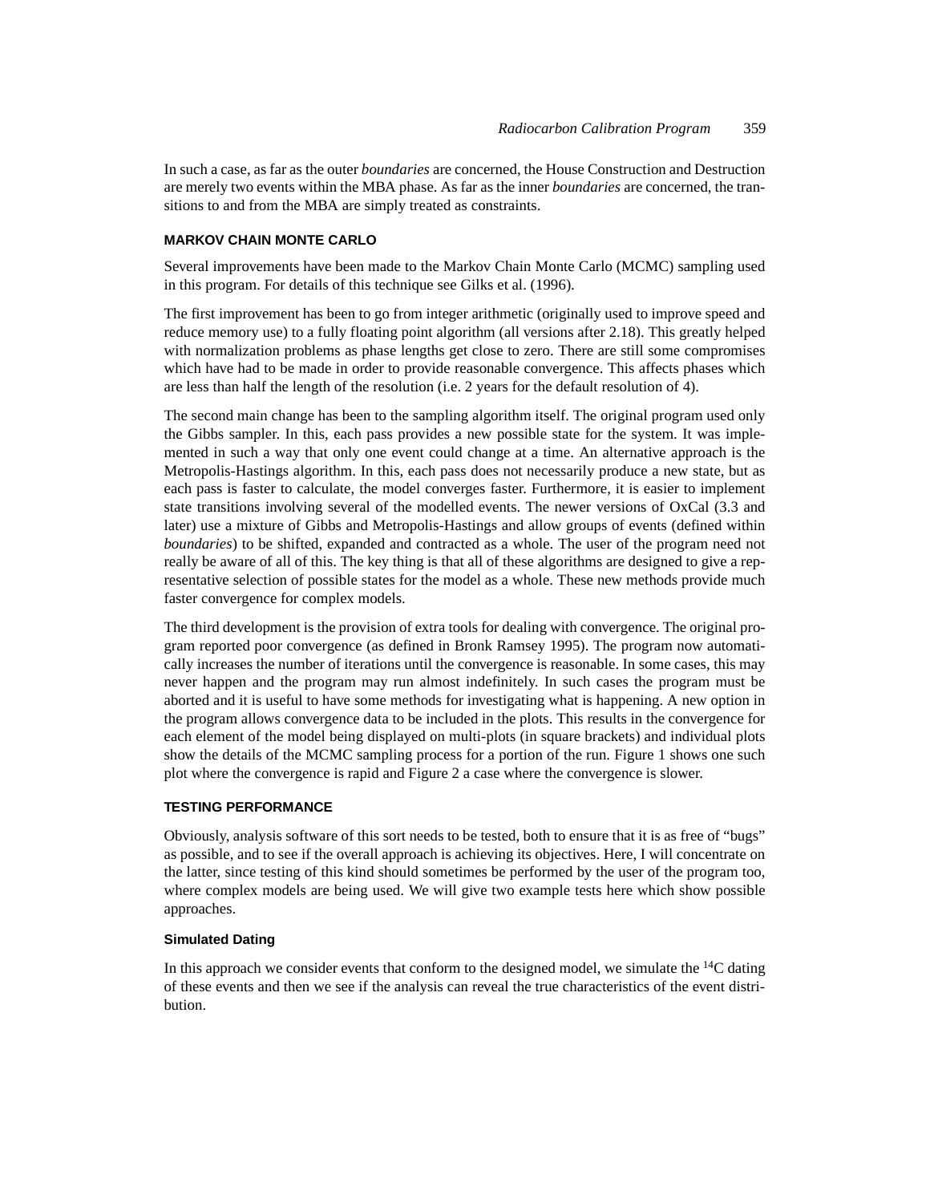In such a case, as far as the outer *boundaries* are concerned, the House Construction and Destruction are merely two events within the MBA phase. As far as the inner *boundaries* are concerned, the transitions to and from the MBA are simply treated as constraints.

## MARKOV CHAIN MONTE CARLO

Several improvements have been made to the Markov Chain Monte Carlo (MCMC) sampling used in this program. For details of this technique see Gilks et al. (1996).

The first improvement has been to go from integer arithmetic (originally used to improve speed and reduce memory use) to a fully floating point algorithm (all versions after 2.18). This greatly helped with normalization problems as phase lengths get close to zero. There are still some compromises which have had to be made in order to provide reasonable convergence. This affects phases which are less than half the length of the resolution (i.e. 2 years for the default resolution of 4).

The second main change has been to the sampling algorithm itself. The original program used only the Gibbs sampler. In this, each pass provides a new possible state for the system. It was implemented in such a way that only one event could change at a time. An alternative approach is the Metropolis-Hastings algorithm. In this, each pass does not necessarily produce a new state, but as each pass is faster to calculate, the model converges faster. Furthermore, it is easier to implement state transitions involving several of the modelled events. The newer versions of OxCal (3.3 and later) use a mixture of Gibbs and Metropolis-Hastings and allow groups of events (defined within *boundaries*) to be shifted, expanded and contracted as a whole. The user of the program need not really be aware of all of this. The key thing is that all of these algorithms are designed to give a representative selection of possible states for the model as a whole. These new methods provide much faster convergence for complex models.

The third development is the provision of extra tools for dealing with convergence. The original program reported poor convergence (as defined in Bronk Ramsey 1995). The program now automatically increases the number of iterations until the convergence is reasonable. In some cases, this may never happen and the program may run almost indefinitely. In such cases the program must be aborted and it is useful to have some methods for investigating what is happening. A new option in the program allows convergence data to be included in the plots. This results in the convergence for each element of the model being displayed on multi-plots (in square brackets) and individual plots show the details of the MCMC sampling process for a portion of the run. Figure 1 shows one such plot where the convergence is rapid and Figure 2 a case where the convergence is slower.

## TESTING PERFORMANCE

Obviously, analysis software of this sort needs to be tested, both to ensure that it is as free of "bugs" as possible, and to see if the overall approach is achieving its objectives. Here, I will concentrate on the latter, since testing of this kind should sometimes be performed by the user of the program too, where complex models are being used. We will give two example tests here which show possible approaches.

### Simulated Dating

In this approach we consider events that conform to the designed model, we simulate the $^{14}C$ dating of these events and then we see if the analysis can reveal the true characteristics of the event distribution.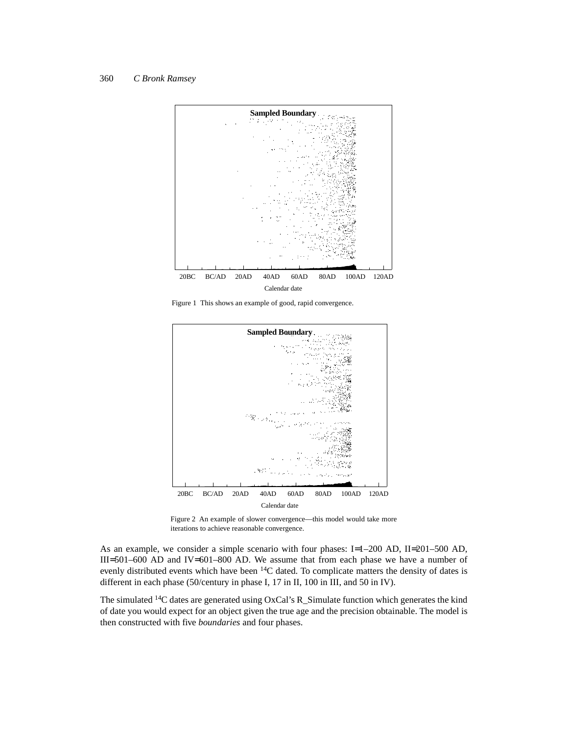Figure 1 This shows an example of good, rapid convergence.

Figure 2 An example of slower convergence—this model would take more iterations to achieve reasonable convergence.

As an example, we consider a simple scenario with four phases: I=1–200 AD, II=201–500 AD, III=501–600 AD and IV=601–800 AD. We assume that from each phase we have a number of evenly distributed events which have been $^{14}C$ dated. To complicate matters the density of dates is different in each phase (50/century in phase I, 17 in II, 100 in III, and 50 in IV).

The simulated $^{14}C$ dates are generated using OxCal's R_Simulate function which generates the kind of date you would expect for an object given the true age and the precision obtainable. The model is then constructed with five *boundaries* and four phases.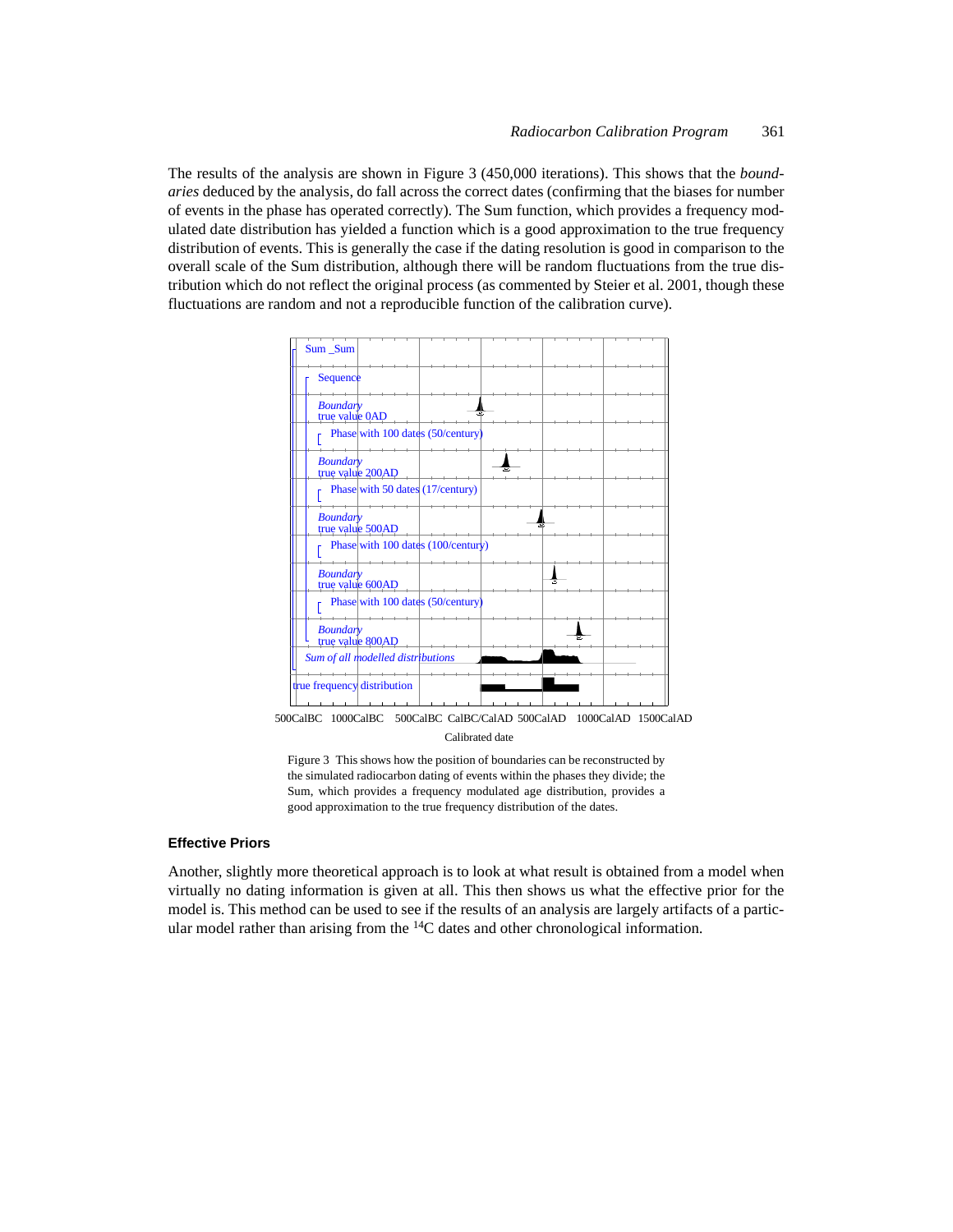The results of the analysis are shown in Figure 3 (450,000 iterations). This shows that the *boundaries* deduced by the analysis, do fall across the correct dates (confirming that the biases for number of events in the phase has operated correctly). The Sum function, which provides a frequency modulated date distribution has yielded a function which is a good approximation to the true frequency distribution of events. This is generally the case if the dating resolution is good in comparison to the overall scale of the Sum distribution, although there will be random fluctuations from the true distribution which do not reflect the original process (as commented by Steier et al. 2001, though these fluctuations are random and not a reproducible function of the calibration curve).

Figure 3 This shows how the position of boundaries can be reconstructed by the simulated radiocarbon dating of events within the phases they divide; the Sum, which provides a frequency modulated age distribution, provides a good approximation to the true frequency distribution of the dates.

### Effective Priors

Another, slightly more theoretical approach is to look at what result is obtained from a model when virtually no dating information is given at all. This then shows us what the effective prior for the model is. This method can be used to see if the results of an analysis are largely artifacts of a particular model rather than arising from the $^{14}$C dates and other chronological information.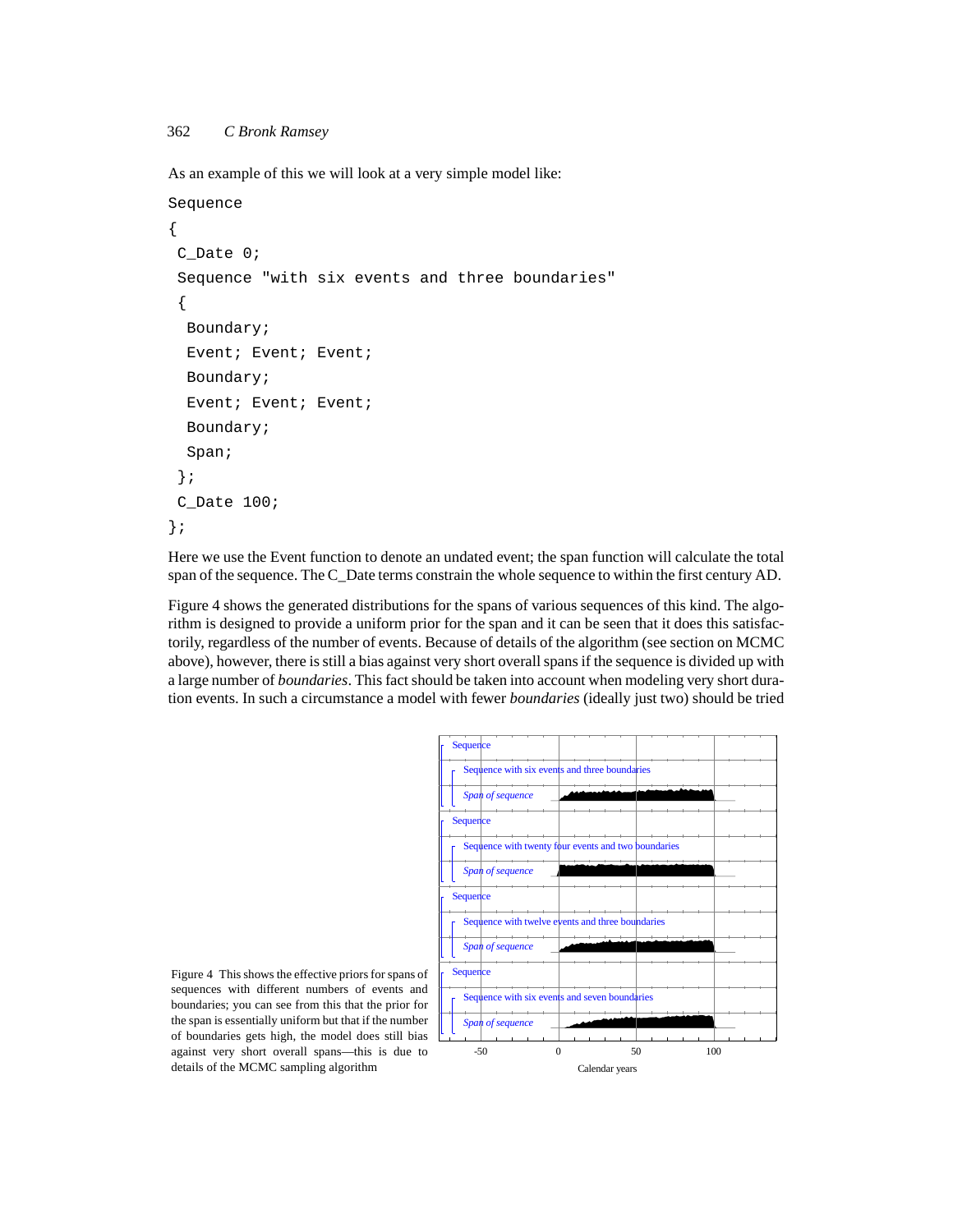As an example of this we will look at a very simple model like:

```
Sequence
{
 C_Date 0;
 Sequence "with six events and three boundaries"
 {
  Boundary;
  Event; Event; Event;
  Boundary;
  Event; Event; Event;
  Boundary;
  Span;
 };
 C_Date 100;
};
```

Here we use the Event function to denote an undated event; the span function will calculate the total span of the sequence. The C_Date terms constrain the whole sequence to within the first century AD.

Figure 4 shows the generated distributions for the spans of various sequences of this kind. The algorithm is designed to provide a uniform prior for the span and it can be seen that it does this satisfactorily, regardless of the number of events. Because of details of the algorithm (see section on MCMC above), however, there is still a bias against very short overall spans if the sequence is divided up with a large number of *boundaries*. This fact should be taken into account when modeling very short duration events. In such a circumstance a model with fewer *boundaries* (ideally just two) should be tried

Figure 4 This shows the effective priors for spans of sequences with different numbers of events and boundaries; you can see from this that the prior for the span is essentially uniform but that if the number of boundaries gets high, the model does still bias against very short overall spans—this is due to details of the MCMC sampling algorithm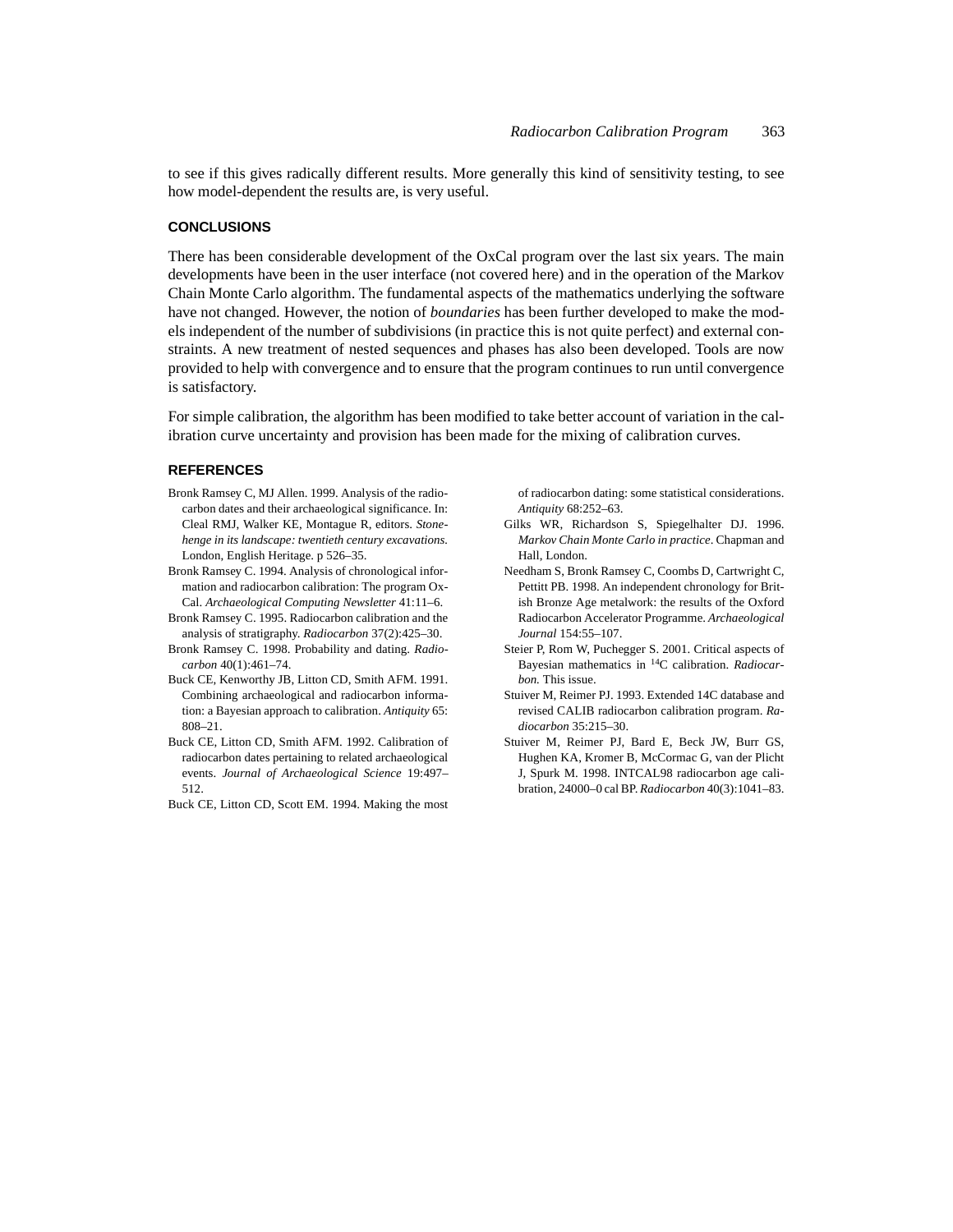to see if this gives radically different results. More generally this kind of sensitivity testing, to see how model-dependent the results are, is very useful.

## CONCLUSIONS

There has been considerable development of the OxCal program over the last six years. The main developments have been in the user interface (not covered here) and in the operation of the Markov Chain Monte Carlo algorithm. The fundamental aspects of the mathematics underlying the software have not changed. However, the notion of *boundaries* has been further developed to make the models independent of the number of subdivisions (in practice this is not quite perfect) and external constraints. A new treatment of nested sequences and phases has also been developed. Tools are now provided to help with convergence and to ensure that the program continues to run until convergence is satisfactory.

For simple calibration, the algorithm has been modified to take better account of variation in the calibration curve uncertainty and provision has been made for the mixing of calibration curves.

## REFERENCES

Bronk Ramsey C, MJ Allen. 1999. Analysis of the radiocarbon dates and their archaeological significance. In: Cleal RMJ, Walker KE, Montague R, editors. *Stonehenge in its landscape: twentieth century excavations.* London, English Heritage. p 526–35.

Bronk Ramsey C. 1994. Analysis of chronological information and radiocarbon calibration: The program OxCal. *Archaeological Computing Newsletter* 41:11–6.

Bronk Ramsey C. 1995. Radiocarbon calibration and the analysis of stratigraphy. *Radiocarbon* 37(2):425–30.

Bronk Ramsey C. 1998. Probability and dating. *Radiocarbon* 40(1):461–74.

Buck CE, Kenworthy JB, Litton CD, Smith AFM. 1991. Combining archaeological and radiocarbon information: a Bayesian approach to calibration. *Antiquity* 65: 808–21.

Buck CE, Litton CD, Smith AFM. 1992. Calibration of radiocarbon dates pertaining to related archaeological events. *Journal of Archaeological Science* 19:497–512.

Buck CE, Litton CD, Scott EM. 1994. Making the most of radiocarbon dating: some statistical considerations. *Antiquity* 68:252–63.

Gilks WR, Richardson S, Spiegelhalter DJ. 1996. *Markov Chain Monte Carlo in practice*. Chapman and Hall, London.

Needham S, Bronk Ramsey C, Coombs D, Cartwright C, Pettitt PB. 1998. An independent chronology for British Bronze Age metalwork: the results of the Oxford Radiocarbon Accelerator Programme. *Archaeological Journal* 154:55–107.

Steier P, Rom W, Puchegger S. 2001. Critical aspects of Bayesian mathematics in $^{14}$C calibration. *Radiocarbon.* This issue.

Stuiver M, Reimer PJ. 1993. Extended 14C database and revised CALIB radiocarbon calibration program. *Radiocarbon* 35:215–30.

Stuiver M, Reimer PJ, Bard E, Beck JW, Burr GS, Hughen KA, Kromer B, McCormac G, van der Plicht J, Spurk M. 1998. INTCAL98 radiocarbon age calibration, 24000–0 cal BP. *Radiocarbon* 40(3):1041–83.